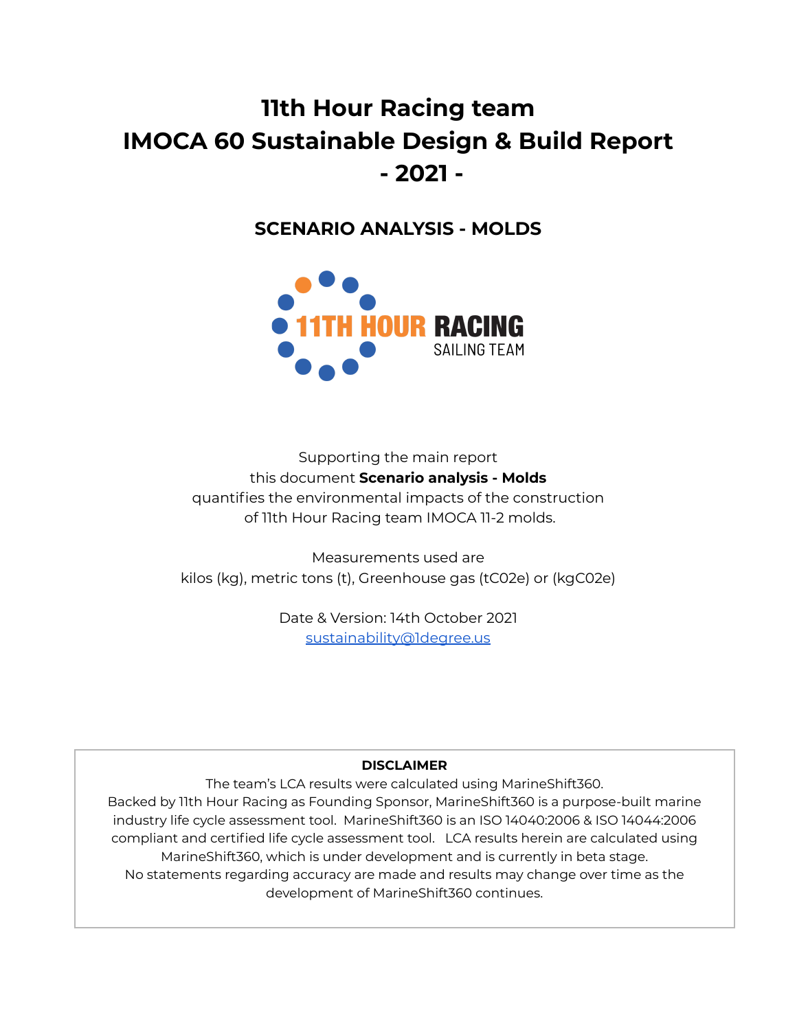# 11th Hour Racing team
# IMOCA 60 Sustainable Design & Build Report
# - 2021 -

## SCENARIO ANALYSIS - MOLDS

11TH HOUR RACING
SAILING TEAM

Supporting the main report
this document **Scenario analysis - Molds**
quantifies the environmental impacts of the construction
of 11th Hour Racing team IMOCA 11-2 molds.

Measurements used are
kilos (kg), metric tons (t), Greenhouse gas (tC02e) or (kgC02e)

Date & Version: 14th October 2021
sustainability@1degree.us

**DISCLAIMER**

The team's LCA results were calculated using MarineShift360.
Backed by 11th Hour Racing as Founding Sponsor, MarineShift360 is a purpose-built marine industry life cycle assessment tool. MarineShift360 is an ISO 14040:2006 & ISO 14044:2006 compliant and certified life cycle assessment tool. LCA results herein are calculated using MarineShift360, which is under development and is currently in beta stage.
No statements regarding accuracy are made and results may change over time as the development of MarineShift360 continues.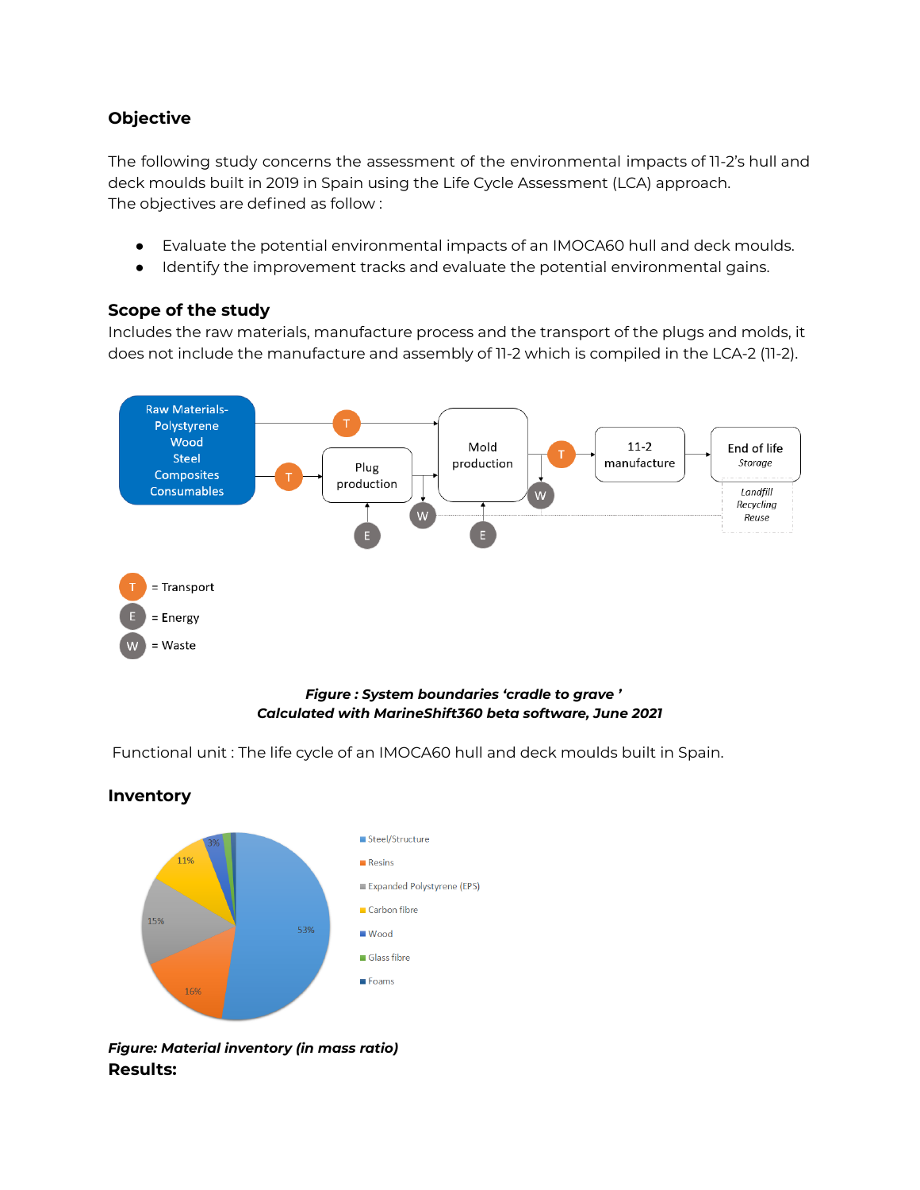## Objective

The following study concerns the assessment of the environmental impacts of 11-2's hull and deck moulds built in 2019 in Spain using the Life Cycle Assessment (LCA) approach.
The objectives are defined as follow :

- Evaluate the potential environmental impacts of an IMOCA60 hull and deck moulds.
- Identify the improvement tracks and evaluate the potential environmental gains.

## Scope of the study

Includes the raw materials, manufacture process and the transport of the plugs and molds, it does not include the manufacture and assembly of 11-2 which is compiled in the LCA-2 (11-2).

***Figure : System boundaries 'cradle to grave '***
***Calculated with MarineShift360 beta software, June 2021***

Functional unit : The life cycle of an IMOCA60 hull and deck moulds built in Spain.

## Inventory

***Figure: Material inventory (in mass ratio)***

## Results: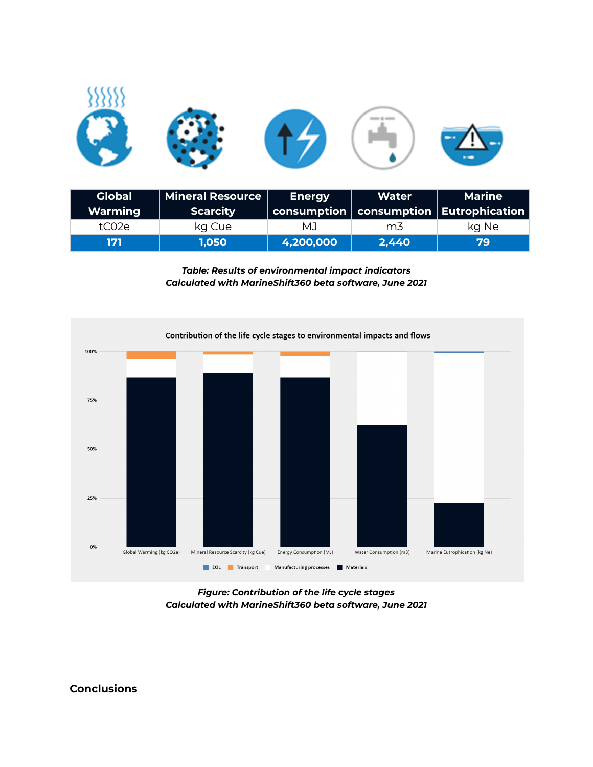| Global Warming | Mineral Resource Scarcity | Energy consumption | Water consumption | Marine Eutrophication |
|---|---|---|---|---|
| tC02e | kg Cue | MJ | m3 | kg Ne |
| **171** | **1,050** | **4,200,000** | **2,440** | **79** |

***Table: Results of environmental impact indicators***
***Calculated with MarineShift360 beta software, June 2021***

***Figure: Contribution of the life cycle stages***
***Calculated with MarineShift360 beta software, June 2021***

## Conclusions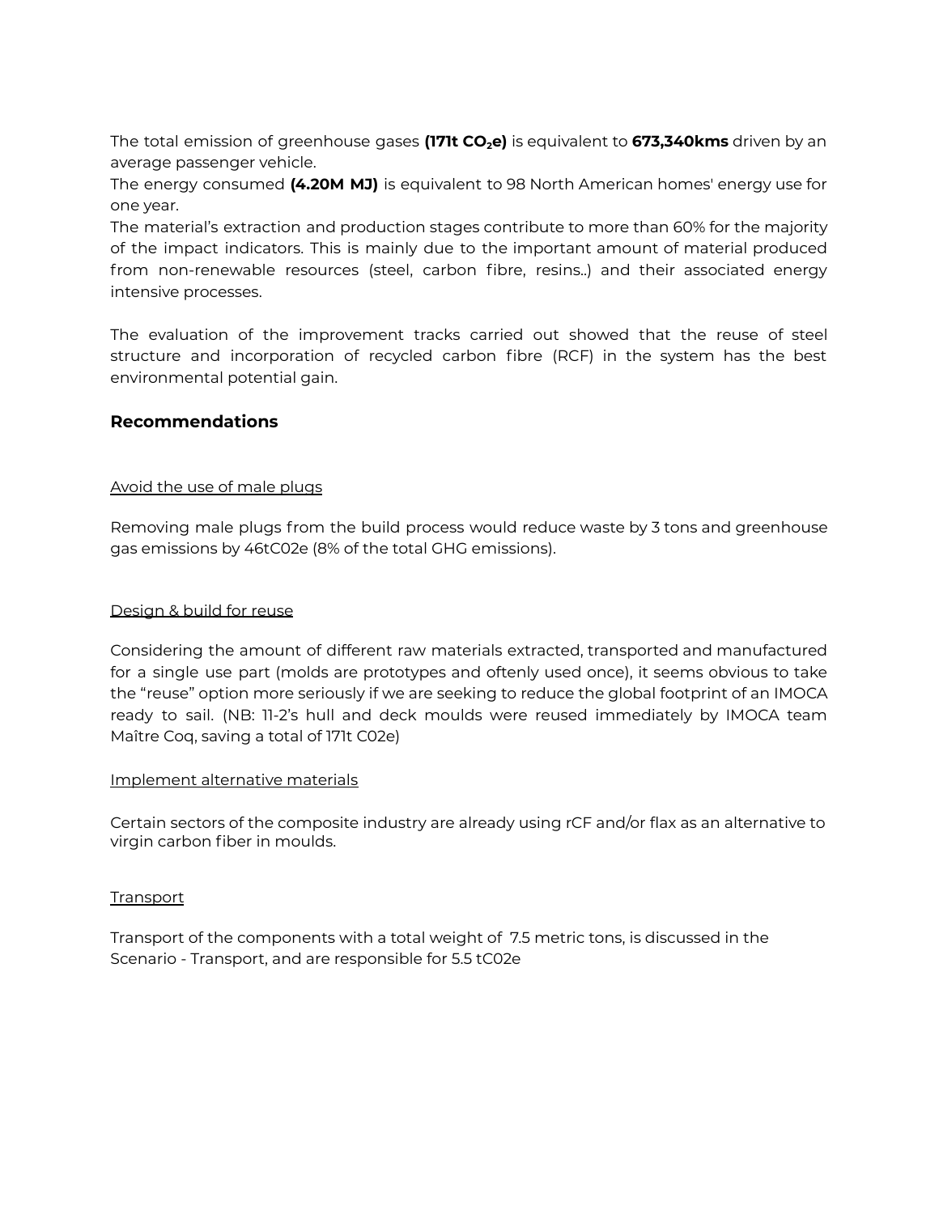The total emission of greenhouse gases **(171t $CO_2$e)** is equivalent to **673,340kms** driven by an average passenger vehicle.
The energy consumed **(4.20M MJ)** is equivalent to 98 North American homes' energy use for one year.
The material's extraction and production stages contribute to more than 60% for the majority of the impact indicators. This is mainly due to the important amount of material produced from non-renewable resources (steel, carbon fibre, resins..) and their associated energy intensive processes.

The evaluation of the improvement tracks carried out showed that the reuse of steel structure and incorporation of recycled carbon fibre (RCF) in the system has the best environmental potential gain.

## Recommendations

Avoid the use of male plugs

Removing male plugs from the build process would reduce waste by 3 tons and greenhouse gas emissions by 46tC02e (8% of the total GHG emissions).

Design & build for reuse

Considering the amount of different raw materials extracted, transported and manufactured for a single use part (molds are prototypes and oftenly used once), it seems obvious to take the "reuse" option more seriously if we are seeking to reduce the global footprint of an IMOCA ready to sail. (NB: 11-2's hull and deck moulds were reused immediately by IMOCA team Maître Coq, saving a total of 171t C02e)

Implement alternative materials

Certain sectors of the composite industry are already using rCF and/or flax as an alternative to virgin carbon fiber in moulds.

Transport

Transport of the components with a total weight of 7.5 metric tons, is discussed in the Scenario - Transport, and are responsible for 5.5 tC02e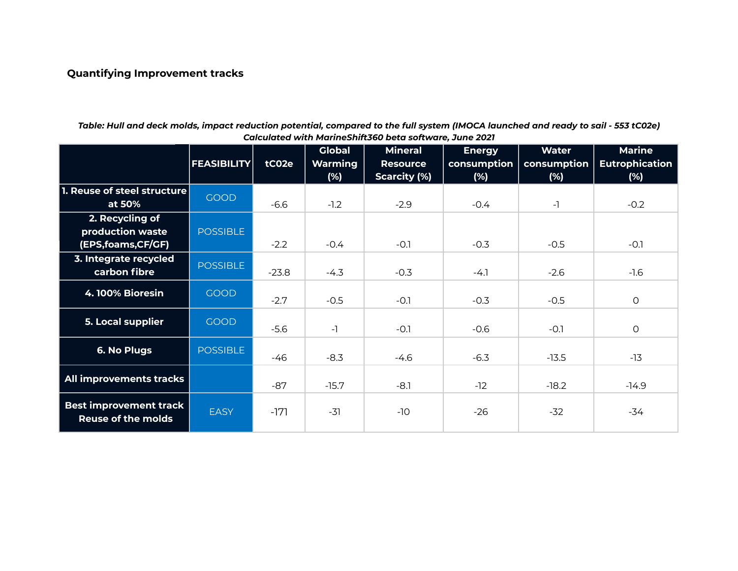### Quantifying Improvement tracks

***Table: Hull and deck molds, impact reduction potential, compared to the full system (IMOCA launched and ready to sail - 553 tC02e)***
***Calculated with MarineShift360 beta software, June 2021***

| | FEASIBILITY | tC02e | Global Warming (%) | Mineral Resource Scarcity (%) | Energy consumption (%) | Water consumption (%) | Marine Eutrophication (%) |
|---|---|---|---|---|---|---|---|
| **1. Reuse of steel structure at 50%** | GOOD | -6.6 | -1.2 | -2.9 | -0.4 | -1 | -0.2 |
| **2. Recycling of production waste (EPS,foams,CF/GF)** | POSSIBLE | -2.2 | -0.4 | -0.1 | -0.3 | -0.5 | -0.1 |
| **3. Integrate recycled carbon fibre** | POSSIBLE | -23.8 | -4.3 | -0.3 | -4.1 | -2.6 | -1.6 |
| **4. 100% Bioresin** | GOOD | -2.7 | -0.5 | -0.1 | -0.3 | -0.5 | 0 |
| **5. Local supplier** | GOOD | -5.6 | -1 | -0.1 | -0.6 | -0.1 | 0 |
| **6. No Plugs** | POSSIBLE | -46 | -8.3 | -4.6 | -6.3 | -13.5 | -13 |
| **All improvements tracks** | | -87 | -15.7 | -8.1 | -12 | -18.2 | -14.9 |
| **Best improvement track Reuse of the molds** | EASY | -171 | -31 | -10 | -26 | -32 | -34 |